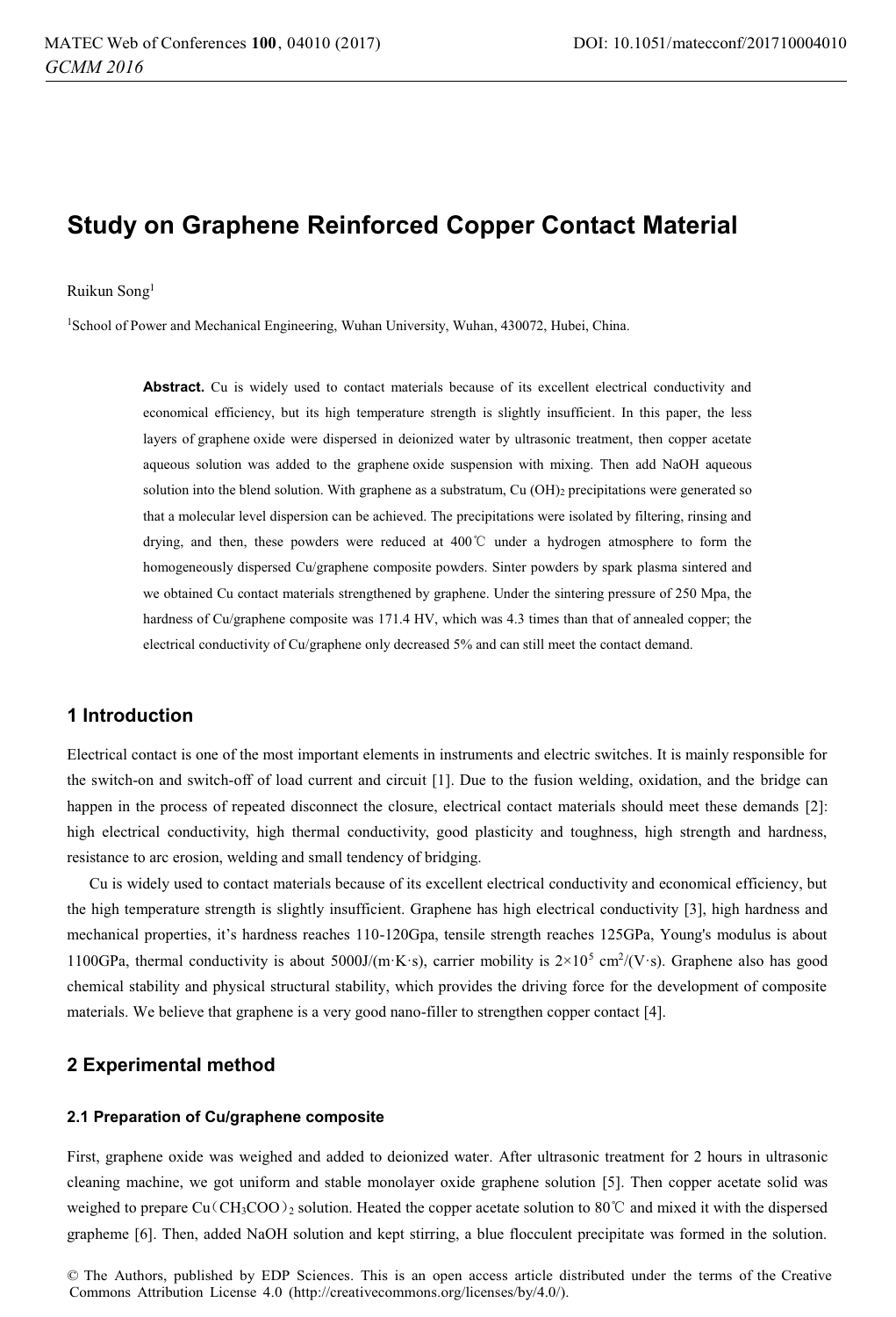# Study on Graphene Reinforced Copper Contact Material

Ruikun Song[1]

[1]School of Power and Mechanical Engineering, Wuhan University, Wuhan, 430072, Hubei, China.

**Abstract.** Cu is widely used to contact materials because of its excellent electrical conductivity and economical efficiency, but its high temperature strength is slightly insufficient. In this paper, the less layers of graphene oxide were dispersed in deionized water by ultrasonic treatment, then copper acetate aqueous solution was added to the graphene oxide suspension with mixing. Then add NaOH aqueous solution into the blend solution. With graphene as a substratum, Cu $(OH)_2$ precipitations were generated so that a molecular level dispersion can be achieved. The precipitations were isolated by filtering, rinsing and drying, and then, these powders were reduced at 400℃ under a hydrogen atmosphere to form the homogeneously dispersed Cu/graphene composite powders. Sinter powders by spark plasma sintered and we obtained Cu contact materials strengthened by graphene. Under the sintering pressure of 250 Mpa, the hardness of Cu/graphene composite was 171.4 HV, which was 4.3 times than that of annealed copper; the electrical conductivity of Cu/graphene only decreased 5% and can still meet the contact demand.

## 1 Introduction

Electrical contact is one of the most important elements in instruments and electric switches. It is mainly responsible for the switch-on and switch-off of load current and circuit [1]. Due to the fusion welding, oxidation, and the bridge can happen in the process of repeated disconnect the closure, electrical contact materials should meet these demands [2]: high electrical conductivity, high thermal conductivity, good plasticity and toughness, high strength and hardness, resistance to arc erosion, welding and small tendency of bridging.

Cu is widely used to contact materials because of its excellent electrical conductivity and economical efficiency, but the high temperature strength is slightly insufficient. Graphene has high electrical conductivity [3], high hardness and mechanical properties, it's hardness reaches 110-120Gpa, tensile strength reaches 125GPa, Young's modulus is about 1100GPa, thermal conductivity is about 5000J/(m·K·s), carrier mobility is $2\times10^5$ $cm^2/(V\cdot s)$. Graphene also has good chemical stability and physical structural stability, which provides the driving force for the development of composite materials. We believe that graphene is a very good nano-filler to strengthen copper contact [4].

## 2 Experimental method

### 2.1 Preparation of Cu/graphene composite

First, graphene oxide was weighed and added to deionized water. After ultrasonic treatment for 2 hours in ultrasonic cleaning machine, we got uniform and stable monolayer oxide graphene solution [5]. Then copper acetate solid was weighed to prepare $Cu(CH_3COO)_2$ solution. Heated the copper acetate solution to 80℃ and mixed it with the dispersed grapheme [6]. Then, added NaOH solution and kept stirring, a blue flocculent precipitate was formed in the solution.

© The Authors, published by EDP Sciences. This is an open access article distributed under the terms of the Creative Commons Attribution License 4.0 (http://creativecommons.org/licenses/by/4.0/).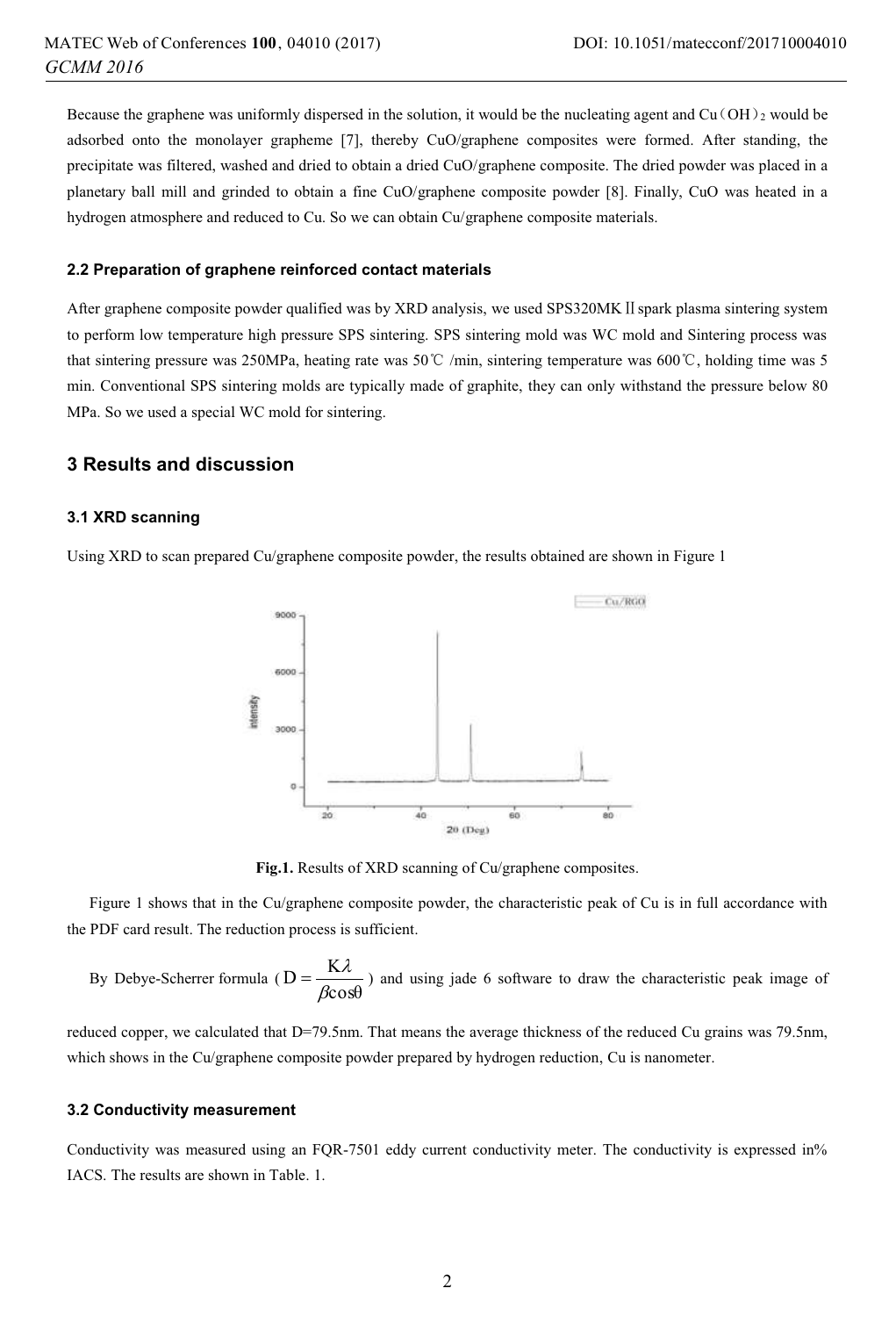Because the graphene was uniformly dispersed in the solution, it would be the nucleating agent and $Cu(OH)_2$ would be adsorbed onto the monolayer grapheme [7], thereby CuO/graphene composites were formed. After standing, the precipitate was filtered, washed and dried to obtain a dried CuO/graphene composite. The dried powder was placed in a planetary ball mill and grinded to obtain a fine CuO/graphene composite powder [8]. Finally, CuO was heated in a hydrogen atmosphere and reduced to Cu. So we can obtain Cu/graphene composite materials.

### 2.2 Preparation of graphene reinforced contact materials

After graphene composite powder qualified was by XRD analysis, we used SPS320MKⅡspark plasma sintering system to perform low temperature high pressure SPS sintering. SPS sintering mold was WC mold and Sintering process was that sintering pressure was 250MPa, heating rate was 50℃ /min, sintering temperature was 600℃, holding time was 5 min. Conventional SPS sintering molds are typically made of graphite, they can only withstand the pressure below 80 MPa. So we used a special WC mold for sintering.

## 3 Results and discussion

### 3.1 XRD scanning

Using XRD to scan prepared Cu/graphene composite powder, the results obtained are shown in Figure 1

**Fig.1.** Results of XRD scanning of Cu/graphene composites.

Figure 1 shows that in the Cu/graphene composite powder, the characteristic peak of Cu is in full accordance with the PDF card result. The reduction process is sufficient.

By Debye-Scherrer formula ($D = \frac{K\lambda}{\beta\cos\theta}$) and using jade 6 software to draw the characteristic peak image of reduced copper, we calculated that D=79.5nm. That means the average thickness of the reduced Cu grains was 79.5nm, which shows in the Cu/graphene composite powder prepared by hydrogen reduction, Cu is nanometer.

### 3.2 Conductivity measurement

Conductivity was measured using an FQR-7501 eddy current conductivity meter. The conductivity is expressed in% IACS. The results are shown in Table. 1.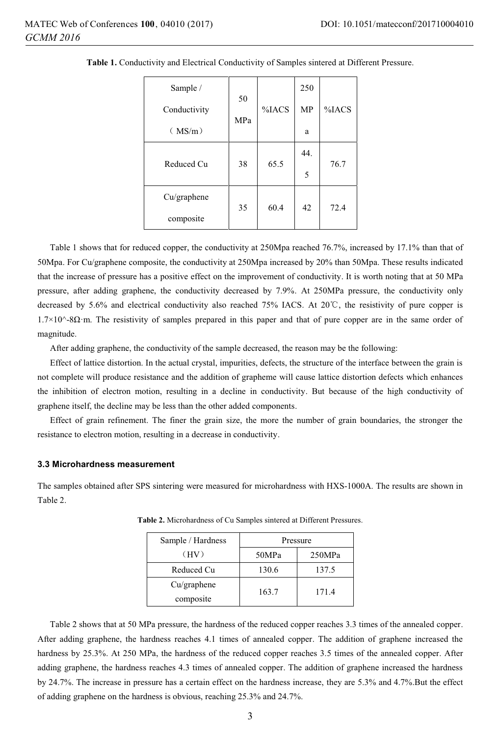**Table 1.** Conductivity and Electrical Conductivity of Samples sintered at Different Pressure.

| Sample / Conductivity （MS/m） | 50 MPa | %IACS | 250 MPa | %IACS |
|---|---|---|---|---|
| Reduced Cu | 38 | 65.5 | 44.5 | 76.7 |
| Cu/graphene composite | 35 | 60.4 | 42 | 72.4 |

Table 1 shows that for reduced copper, the conductivity at 250Mpa reached 76.7%, increased by 17.1% than that of 50Mpa. For Cu/graphene composite, the conductivity at 250Mpa increased by 20% than 50Mpa. These results indicated that the increase of pressure has a positive effect on the improvement of conductivity. It is worth noting that at 50 MPa pressure, after adding graphene, the conductivity decreased by 7.9%. At 250MPa pressure, the conductivity only decreased by 5.6% and electrical conductivity also reached 75% IACS. At 20℃, the resistivity of pure copper is $1.7\times10^{-8}\Omega\cdot m$. The resistivity of samples prepared in this paper and that of pure copper are in the same order of magnitude.

After adding graphene, the conductivity of the sample decreased, the reason may be the following:

Effect of lattice distortion. In the actual crystal, impurities, defects, the structure of the interface between the grain is not complete will produce resistance and the addition of grapheme will cause lattice distortion defects which enhances the inhibition of electron motion, resulting in a decline in conductivity. But because of the high conductivity of graphene itself, the decline may be less than the other added components.

Effect of grain refinement. The finer the grain size, the more the number of grain boundaries, the stronger the resistance to electron motion, resulting in a decrease in conductivity.

### 3.3 Microhardness measurement

The samples obtained after SPS sintering were measured for microhardness with HXS-1000A. The results are shown in Table 2.

**Table 2.** Microhardness of Cu Samples sintered at Different Pressures.

| Sample / Hardness （HV） | Pressure | |
|---|---|---|
| | 50MPa | 250MPa |
| Reduced Cu | 130.6 | 137.5 |
| Cu/graphene composite | 163.7 | 171.4 |

Table 2 shows that at 50 MPa pressure, the hardness of the reduced copper reaches 3.3 times of the annealed copper. After adding graphene, the hardness reaches 4.1 times of annealed copper. The addition of graphene increased the hardness by 25.3%. At 250 MPa, the hardness of the reduced copper reaches 3.5 times of the annealed copper. After adding graphene, the hardness reaches 4.3 times of annealed copper. The addition of graphene increased the hardness by 24.7%. The increase in pressure has a certain effect on the hardness increase, they are 5.3% and 4.7%.But the effect of adding graphene on the hardness is obvious, reaching 25.3% and 24.7%.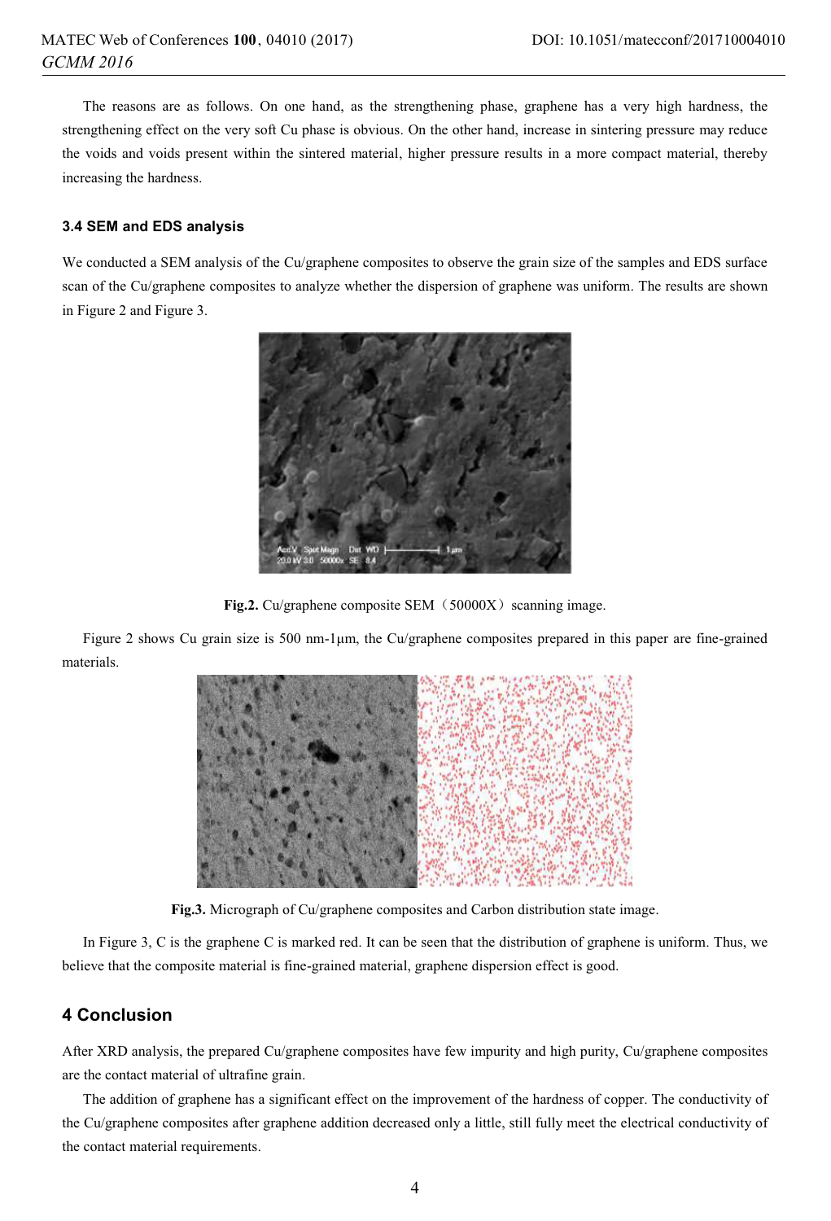The reasons are as follows. On one hand, as the strengthening phase, graphene has a very high hardness, the strengthening effect on the very soft Cu phase is obvious. On the other hand, increase in sintering pressure may reduce the voids and voids present within the sintered material, higher pressure results in a more compact material, thereby increasing the hardness.

### 3.4 SEM and EDS analysis

We conducted a SEM analysis of the Cu/graphene composites to observe the grain size of the samples and EDS surface scan of the Cu/graphene composites to analyze whether the dispersion of graphene was uniform. The results are shown in Figure 2 and Figure 3.

**Fig.2.** Cu/graphene composite SEM（50000X）scanning image.

Figure 2 shows Cu grain size is 500 nm-1μm, the Cu/graphene composites prepared in this paper are fine-grained materials.

**Fig.3.** Micrograph of Cu/graphene composites and Carbon distribution state image.

In Figure 3, C is the graphene C is marked red. It can be seen that the distribution of graphene is uniform. Thus, we believe that the composite material is fine-grained material, graphene dispersion effect is good.

## 4 Conclusion

After XRD analysis, the prepared Cu/graphene composites have few impurity and high purity, Cu/graphene composites are the contact material of ultrafine grain.

The addition of graphene has a significant effect on the improvement of the hardness of copper. The conductivity of the Cu/graphene composites after graphene addition decreased only a little, still fully meet the electrical conductivity of the contact material requirements.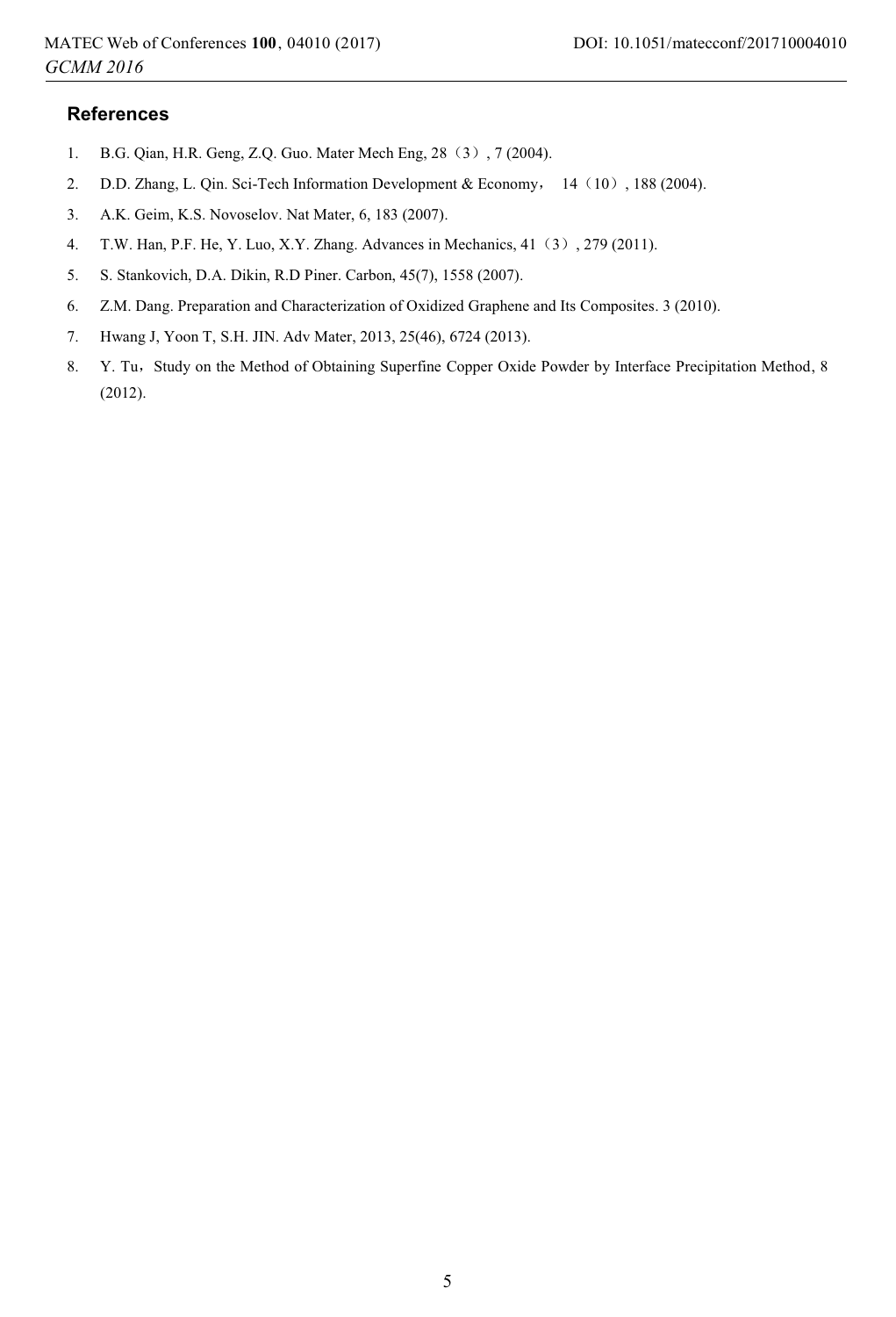## References

1. B.G. Qian, H.R. Geng, Z.Q. Guo. Mater Mech Eng, 28（3）, 7 (2004).
2. D.D. Zhang, L. Qin. Sci-Tech Information Development & Economy， 14（10）, 188 (2004).
3. A.K. Geim, K.S. Novoselov. Nat Mater, 6, 183 (2007).
4. T.W. Han, P.F. He, Y. Luo, X.Y. Zhang. Advances in Mechanics, 41（3）, 279 (2011).
5. S. Stankovich, D.A. Dikin, R.D Piner. Carbon, 45(7), 1558 (2007).
6. Z.M. Dang. Preparation and Characterization of Oxidized Graphene and Its Composites. 3 (2010).
7. Hwang J, Yoon T, S.H. JIN. Adv Mater, 2013, 25(46), 6724 (2013).
8. Y. Tu，Study on the Method of Obtaining Superfine Copper Oxide Powder by Interface Precipitation Method, 8 (2012).